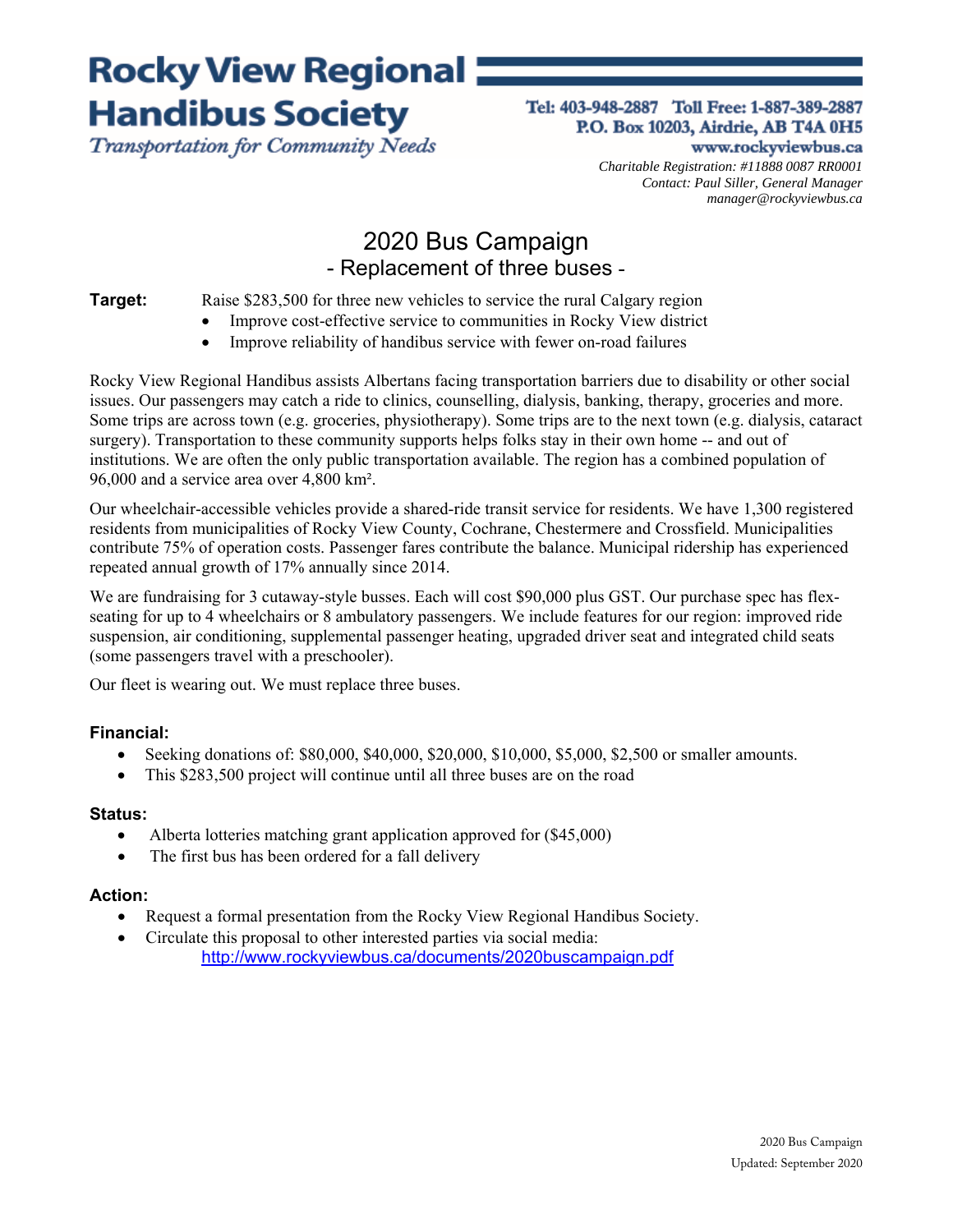# Rocky View Regional Handibus Society

*Transportation for Community Needs*

**Tel: 403-948-2887 Toll Free: 1-887-389-2887**
**P.O. Box 10203, Airdrie, AB T4A 0H5**
**www.rockyviewbus.ca**

*Charitable Registration: #11888 0087 RR0001*
*Contact: Paul Siller, General Manager*
*manager@rockyviewbus.ca*

## 2020 Bus Campaign
### - Replacement of three buses -

**Target:** Raise $283,500 for three new vehicles to service the rural Calgary region

- Improve cost-effective service to communities in Rocky View district
- Improve reliability of handibus service with fewer on-road failures

Rocky View Regional Handibus assists Albertans facing transportation barriers due to disability or other social issues. Our passengers may catch a ride to clinics, counselling, dialysis, banking, therapy, groceries and more. Some trips are across town (e.g. groceries, physiotherapy). Some trips are to the next town (e.g. dialysis, cataract surgery). Transportation to these community supports helps folks stay in their own home -- and out of institutions. We are often the only public transportation available. The region has a combined population of 96,000 and a service area over 4,800 km².

Our wheelchair-accessible vehicles provide a shared-ride transit service for residents. We have 1,300 registered residents from municipalities of Rocky View County, Cochrane, Chestermere and Crossfield. Municipalities contribute 75% of operation costs. Passenger fares contribute the balance. Municipal ridership has experienced repeated annual growth of 17% annually since 2014.

We are fundraising for 3 cutaway-style busses. Each will cost $90,000 plus GST. Our purchase spec has flex-seating for up to 4 wheelchairs or 8 ambulatory passengers. We include features for our region: improved ride suspension, air conditioning, supplemental passenger heating, upgraded driver seat and integrated child seats (some passengers travel with a preschooler).

Our fleet is wearing out. We must replace three buses.

### Financial:

- Seeking donations of: $80,000, $40,000, $20,000, $10,000, $5,000, $2,500 or smaller amounts.
- This $283,500 project will continue until all three buses are on the road

### Status:

- Alberta lotteries matching grant application approved for ($45,000)
- The first bus has been ordered for a fall delivery

### Action:

- Request a formal presentation from the Rocky View Regional Handibus Society.
- Circulate this proposal to other interested parties via social media:
  http://www.rockyviewbus.ca/documents/2020buscampaign.pdf

2020 Bus Campaign
Updated: September 2020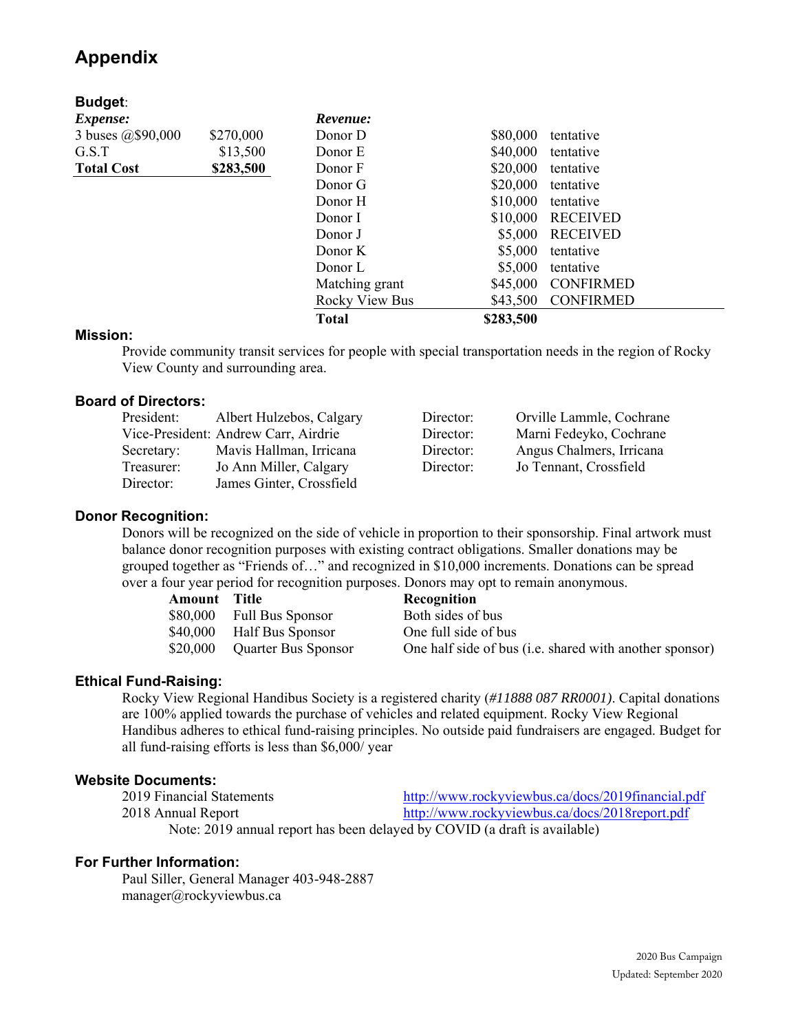# Appendix

## Budget:

| *Expense:* | |
|---|---|
| 3 buses @$90,000 | $270,000 |
| G.S.T | $13,500 |
| **Total Cost** | **$283,500** |

| *Revenue:* | | |
|---|---|---|
| Donor D | $80,000 | tentative |
| Donor E | $40,000 | tentative |
| Donor F | $20,000 | tentative |
| Donor G | $20,000 | tentative |
| Donor H | $10,000 | tentative |
| Donor I | $10,000 | RECEIVED |
| Donor J | $5,000 | RECEIVED |
| Donor K | $5,000 | tentative |
| Donor L | $5,000 | tentative |
| Matching grant | $45,000 | CONFIRMED |
| Rocky View Bus | $43,500 | CONFIRMED |
| **Total** | **$283,500** | |

## Mission:

Provide community transit services for people with special transportation needs in the region of Rocky View County and surrounding area.

## Board of Directors:

| | |
|---|---|
| President: | Albert Hulzebos, Calgary |
| Vice-President: | Andrew Carr, Airdrie |
| Secretary: | Mavis Hallman, Irricana |
| Treasurer: | Jo Ann Miller, Calgary |
| Director: | James Ginter, Crossfield |
| Director: | Orville Lammle, Cochrane |
| Director: | Marni Fedeyko, Cochrane |
| Director: | Angus Chalmers, Irricana |
| Director: | Jo Tennant, Crossfield |

## Donor Recognition:

Donors will be recognized on the side of vehicle in proportion to their sponsorship. Final artwork must balance donor recognition purposes with existing contract obligations. Smaller donations may be grouped together as "Friends of…" and recognized in $10,000 increments. Donations can be spread over a four year period for recognition purposes. Donors may opt to remain anonymous.

| Amount | Title | Recognition |
|---|---|---|
| $80,000 | Full Bus Sponsor | Both sides of bus |
| $40,000 | Half Bus Sponsor | One full side of bus |
| $20,000 | Quarter Bus Sponsor | One half side of bus (i.e. shared with another sponsor) |

## Ethical Fund-Raising:

Rocky View Regional Handibus Society is a registered charity (*#11888 087 RR0001)*. Capital donations are 100% applied towards the purchase of vehicles and related equipment. Rocky View Regional Handibus adheres to ethical fund-raising principles. No outside paid fundraisers are engaged. Budget for all fund-raising efforts is less than $6,000/ year

## Website Documents:

2019 Financial Statements — http://www.rockyviewbus.ca/docs/2019financial.pdf

2018 Annual Report — http://www.rockyviewbus.ca/docs/2018report.pdf

Note: 2019 annual report has been delayed by COVID (a draft is available)

## For Further Information:

Paul Siller, General Manager 403-948-2887
manager@rockyviewbus.ca

2020 Bus Campaign
Updated: September 2020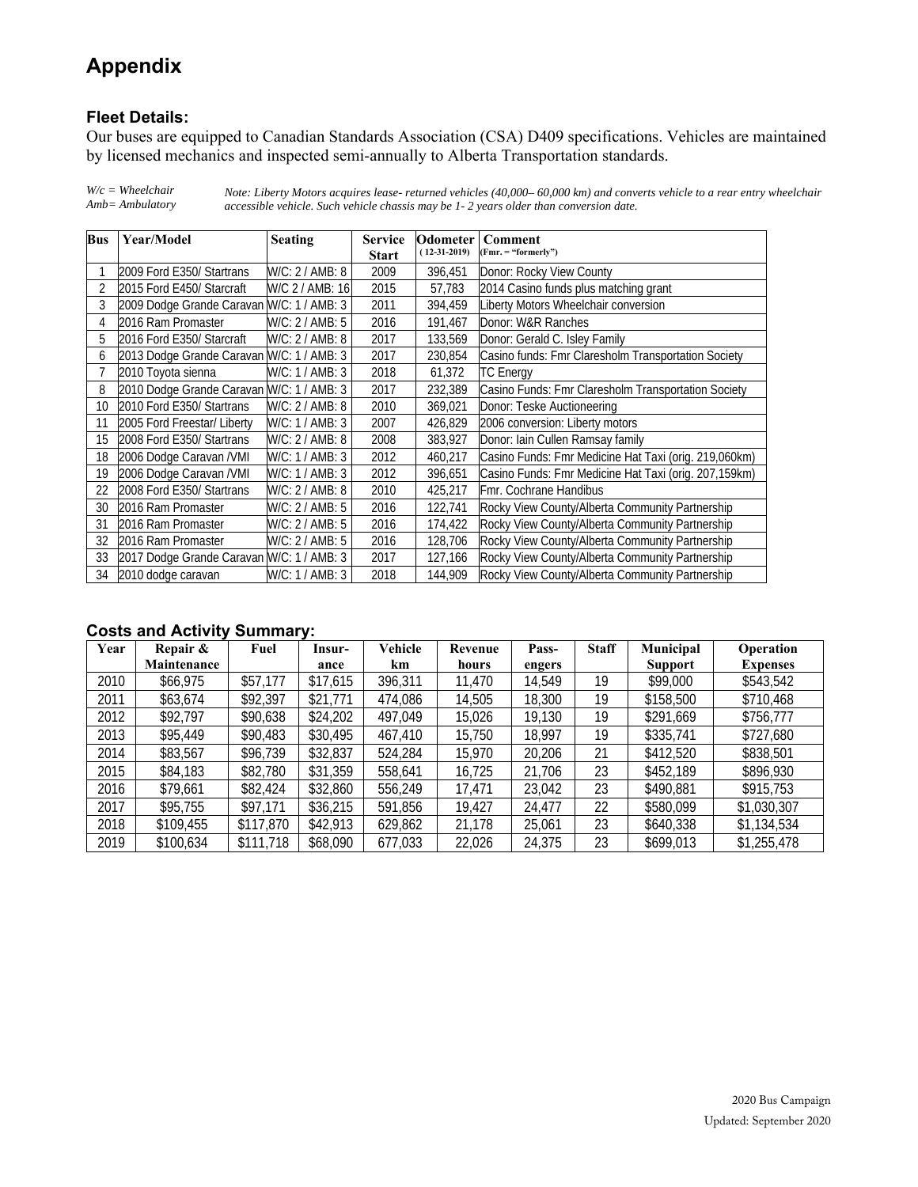# Appendix

### Fleet Details:

Our buses are equipped to Canadian Standards Association (CSA) D409 specifications. Vehicles are maintained by licensed mechanics and inspected semi-annually to Alberta Transportation standards.

*W/c = Wheelchair*
*Amb= Ambulatory*

*Note: Liberty Motors acquires lease- returned vehicles (40,000– 60,000 km) and converts vehicle to a rear entry wheelchair accessible vehicle. Such vehicle chassis may be 1- 2 years older than conversion date.*

| Bus | Year/Model | Seating | Service Start | Odometer (12-31-2019) | Comment (Fmr. = "formerly") |
|---|---|---|---|---|---|
| 1 | 2009 Ford E350/ Startrans | W/C: 2 / AMB: 8 | 2009 | 396,451 | Donor: Rocky View County |
| 2 | 2015 Ford E450/ Starcraft | W/C 2 / AMB: 16 | 2015 | 57,783 | 2014 Casino funds plus matching grant |
| 3 | 2009 Dodge Grande Caravan | W/C: 1 / AMB: 3 | 2011 | 394,459 | Liberty Motors Wheelchair conversion |
| 4 | 2016 Ram Promaster | W/C: 2 / AMB: 5 | 2016 | 191,467 | Donor: W&R Ranches |
| 5 | 2016 Ford E350/ Starcraft | W/C: 2 / AMB: 8 | 2017 | 133,569 | Donor: Gerald C. Isley Family |
| 6 | 2013 Dodge Grande Caravan | W/C: 1 / AMB: 3 | 2017 | 230,854 | Casino funds: Fmr Claresholm Transportation Society |
| 7 | 2010 Toyota sienna | W/C: 1 / AMB: 3 | 2018 | 61,372 | TC Energy |
| 8 | 2010 Dodge Grande Caravan | W/C: 1 / AMB: 3 | 2017 | 232,389 | Casino Funds: Fmr Claresholm Transportation Society |
| 10 | 2010 Ford E350/ Startrans | W/C: 2 / AMB: 8 | 2010 | 369,021 | Donor: Teske Auctioneering |
| 11 | 2005 Ford Freestar/ Liberty | W/C: 1 / AMB: 3 | 2007 | 426,829 | 2006 conversion: Liberty motors |
| 15 | 2008 Ford E350/ Startrans | W/C: 2 / AMB: 8 | 2008 | 383,927 | Donor: Iain Cullen Ramsay family |
| 18 | 2006 Dodge Caravan /VMI | W/C: 1 / AMB: 3 | 2012 | 460,217 | Casino Funds: Fmr Medicine Hat Taxi (orig. 219,060km) |
| 19 | 2006 Dodge Caravan /VMI | W/C: 1 / AMB: 3 | 2012 | 396,651 | Casino Funds: Fmr Medicine Hat Taxi (orig. 207,159km) |
| 22 | 2008 Ford E350/ Startrans | W/C: 2 / AMB: 8 | 2010 | 425,217 | Fmr. Cochrane Handibus |
| 30 | 2016 Ram Promaster | W/C: 2 / AMB: 5 | 2016 | 122,741 | Rocky View County/Alberta Community Partnership |
| 31 | 2016 Ram Promaster | W/C: 2 / AMB: 5 | 2016 | 174,422 | Rocky View County/Alberta Community Partnership |
| 32 | 2016 Ram Promaster | W/C: 2 / AMB: 5 | 2016 | 128,706 | Rocky View County/Alberta Community Partnership |
| 33 | 2017 Dodge Grande Caravan | W/C: 1 / AMB: 3 | 2017 | 127,166 | Rocky View County/Alberta Community Partnership |
| 34 | 2010 dodge caravan | W/C: 1 / AMB: 3 | 2018 | 144,909 | Rocky View County/Alberta Community Partnership |

### Costs and Activity Summary:

| Year | Repair & Maintenance | Fuel | Insur-ance | Vehicle km | Revenue hours | Pass-engers | Staff | Municipal Support | Operation Expenses |
|---|---|---|---|---|---|---|---|---|---|
| 2010 | $66,975 | $57,177 | $17,615 | 396,311 | 11,470 | 14,549 | 19 | $99,000 | $543,542 |
| 2011 | $63,674 | $92,397 | $21,771 | 474,086 | 14,505 | 18,300 | 19 | $158,500 | $710,468 |
| 2012 | $92,797 | $90,638 | $24,202 | 497,049 | 15,026 | 19,130 | 19 | $291,669 | $756,777 |
| 2013 | $95,449 | $90,483 | $30,495 | 467,410 | 15,750 | 18,997 | 19 | $335,741 | $727,680 |
| 2014 | $83,567 | $96,739 | $32,837 | 524,284 | 15,970 | 20,206 | 21 | $412,520 | $838,501 |
| 2015 | $84,183 | $82,780 | $31,359 | 558,641 | 16,725 | 21,706 | 23 | $452,189 | $896,930 |
| 2016 | $79,661 | $82,424 | $32,860 | 556,249 | 17,471 | 23,042 | 23 | $490,881 | $915,753 |
| 2017 | $95,755 | $97,171 | $36,215 | 591,856 | 19,427 | 24,477 | 22 | $580,099 | $1,030,307 |
| 2018 | $109,455 | $117,870 | $42,913 | 629,862 | 21,178 | 25,061 | 23 | $640,338 | $1,134,534 |
| 2019 | $100,634 | $111,718 | $68,090 | 677,033 | 22,026 | 24,375 | 23 | $699,013 | $1,255,478 |